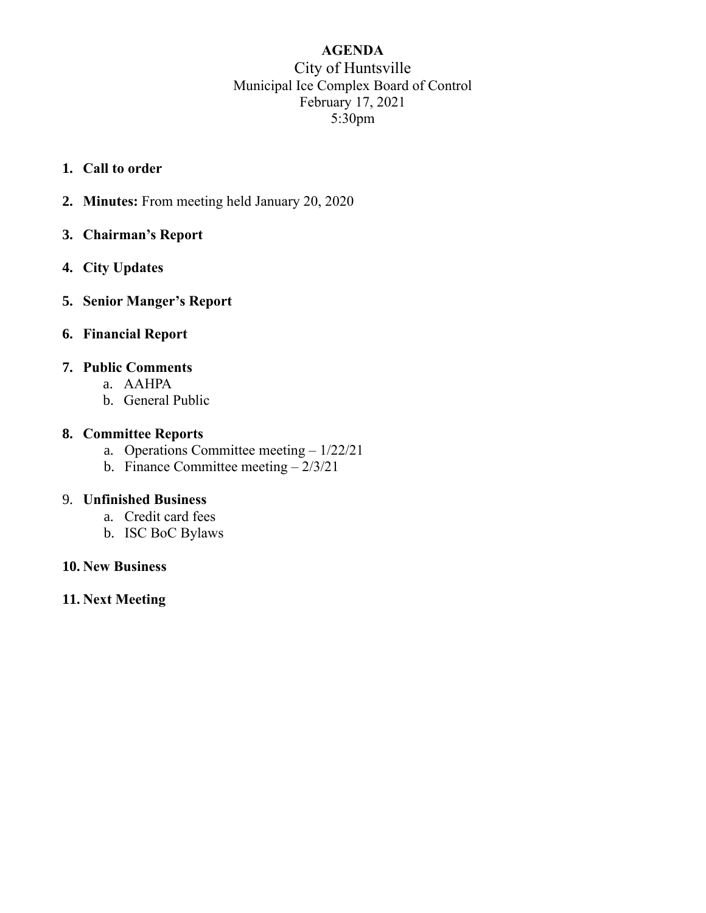**AGENDA**

City of Huntsville
Municipal Ice Complex Board of Control
February 17, 2021
5:30pm

1. **Call to order**

2. **Minutes:** From meeting held January 20, 2020

3. **Chairman's Report**

4. **City Updates**

5. **Senior Manger's Report**

6. **Financial Report**

7. **Public Comments**
   a. AAHPA
   b. General Public

8. **Committee Reports**
   a. Operations Committee meeting – 1/22/21
   b. Finance Committee meeting – 2/3/21

9. **Unfinished Business**
   a. Credit card fees
   b. ISC BoC Bylaws

10. **New Business**

11. **Next Meeting**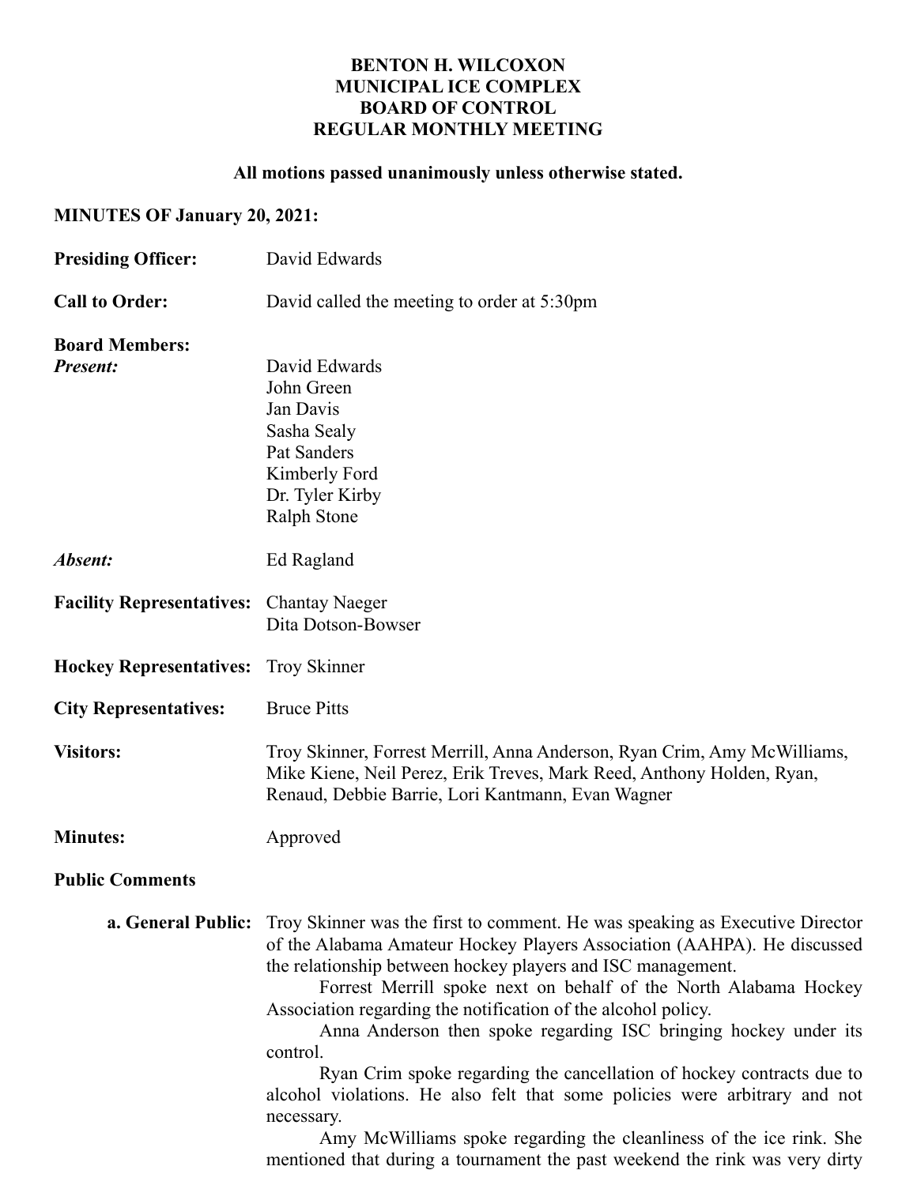**BENTON H. WILCOXON**
**MUNICIPAL ICE COMPLEX**
**BOARD OF CONTROL**
**REGULAR MONTHLY MEETING**

**All motions passed unanimously unless otherwise stated.**

**MINUTES OF January 20, 2021:**

**Presiding Officer:** David Edwards

**Call to Order:** David called the meeting to order at 5:30pm

**Board Members:**

***Present:***
David Edwards
John Green
Jan Davis
Sasha Sealy
Pat Sanders
Kimberly Ford
Dr. Tyler Kirby
Ralph Stone

***Absent:*** Ed Ragland

**Facility Representatives:** Chantay Naeger
Dita Dotson-Bowser

**Hockey Representatives:** Troy Skinner

**City Representatives:** Bruce Pitts

**Visitors:** Troy Skinner, Forrest Merrill, Anna Anderson, Ryan Crim, Amy McWilliams, Mike Kiene, Neil Perez, Erik Treves, Mark Reed, Anthony Holden, Ryan, Renaud, Debbie Barrie, Lori Kantmann, Evan Wagner

**Minutes:** Approved

**Public Comments**

**a. General Public:** Troy Skinner was the first to comment. He was speaking as Executive Director of the Alabama Amateur Hockey Players Association (AAHPA). He discussed the relationship between hockey players and ISC management.

Forrest Merrill spoke next on behalf of the North Alabama Hockey Association regarding the notification of the alcohol policy.

Anna Anderson then spoke regarding ISC bringing hockey under its control.

Ryan Crim spoke regarding the cancellation of hockey contracts due to alcohol violations. He also felt that some policies were arbitrary and not necessary.

Amy McWilliams spoke regarding the cleanliness of the ice rink. She mentioned that during a tournament the past weekend the rink was very dirty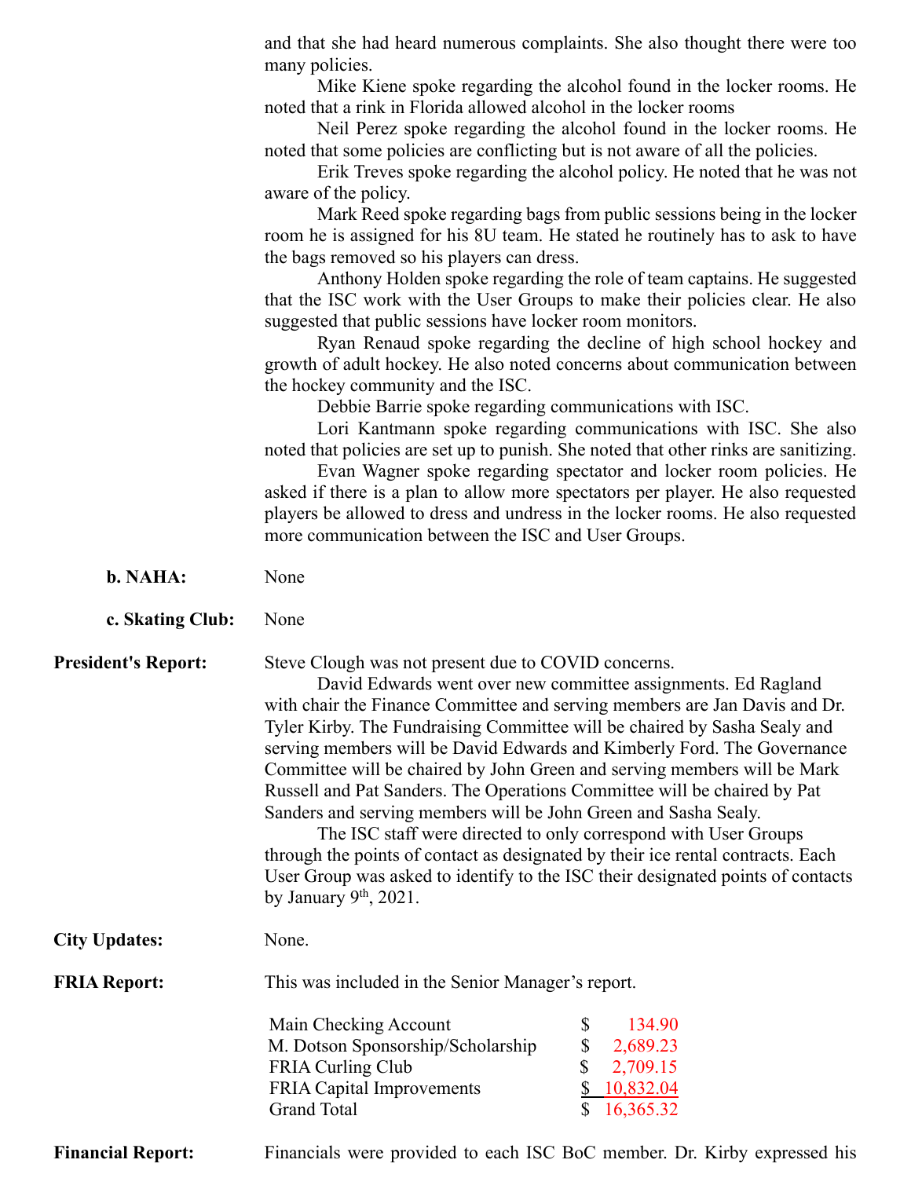and that she had heard numerous complaints. She also thought there were too many policies.

Mike Kiene spoke regarding the alcohol found in the locker rooms. He noted that a rink in Florida allowed alcohol in the locker rooms

Neil Perez spoke regarding the alcohol found in the locker rooms. He noted that some policies are conflicting but is not aware of all the policies.

Erik Treves spoke regarding the alcohol policy. He noted that he was not aware of the policy.

Mark Reed spoke regarding bags from public sessions being in the locker room he is assigned for his 8U team. He stated he routinely has to ask to have the bags removed so his players can dress.

Anthony Holden spoke regarding the role of team captains. He suggested that the ISC work with the User Groups to make their policies clear. He also suggested that public sessions have locker room monitors.

Ryan Renaud spoke regarding the decline of high school hockey and growth of adult hockey. He also noted concerns about communication between the hockey community and the ISC.

Debbie Barrie spoke regarding communications with ISC.

Lori Kantmann spoke regarding communications with ISC. She also noted that policies are set up to punish. She noted that other rinks are sanitizing.

Evan Wagner spoke regarding spectator and locker room policies. He asked if there is a plan to allow more spectators per player. He also requested players be allowed to dress and undress in the locker rooms. He also requested more communication between the ISC and User Groups.

**b. NAHA:** None

**c. Skating Club:** None

**President's Report:** Steve Clough was not present due to COVID concerns.

David Edwards went over new committee assignments. Ed Ragland with chair the Finance Committee and serving members are Jan Davis and Dr. Tyler Kirby. The Fundraising Committee will be chaired by Sasha Sealy and serving members will be David Edwards and Kimberly Ford. The Governance Committee will be chaired by John Green and serving members will be Mark Russell and Pat Sanders. The Operations Committee will be chaired by Pat Sanders and serving members will be John Green and Sasha Sealy.

The ISC staff were directed to only correspond with User Groups through the points of contact as designated by their ice rental contracts. Each User Group was asked to identify to the ISC their designated points of contacts by January 9th, 2021.

**City Updates:** None.

**FRIA Report:** This was included in the Senior Manager's report.

| Account | Amount |
|---|---|
| Main Checking Account | $ 134.90 |
| M. Dotson Sponsorship/Scholarship | $ 2,689.23 |
| FRIA Curling Club | $ 2,709.15 |
| FRIA Capital Improvements | $ 10,832.04 |
| Grand Total | $ 16,365.32 |

**Financial Report:** Financials were provided to each ISC BoC member. Dr. Kirby expressed his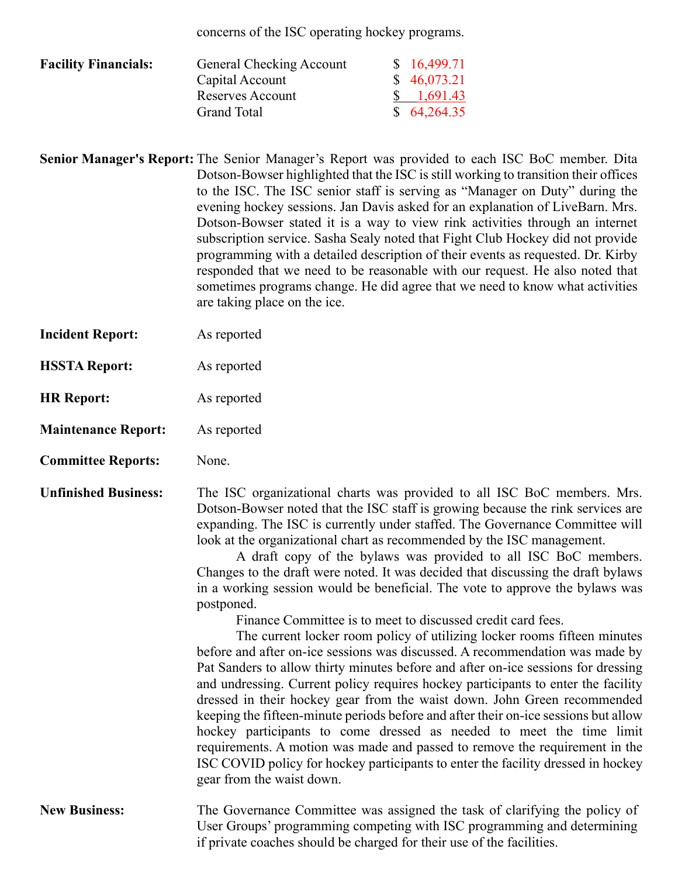concerns of the ISC operating hockey programs.

**Facility Financials:**

| | |
|---|---|
| General Checking Account | $ 16,499.71 |
| Capital Account | $ 46,073.21 |
| Reserves Account | $ 1,691.43 |
| Grand Total | $ 64,264.35 |

**Senior Manager's Report:** The Senior Manager's Report was provided to each ISC BoC member. Dita Dotson-Bowser highlighted that the ISC is still working to transition their offices to the ISC. The ISC senior staff is serving as "Manager on Duty" during the evening hockey sessions. Jan Davis asked for an explanation of LiveBarn. Mrs. Dotson-Bowser stated it is a way to view rink activities through an internet subscription service. Sasha Sealy noted that Fight Club Hockey did not provide programming with a detailed description of their events as requested. Dr. Kirby responded that we need to be reasonable with our request. He also noted that sometimes programs change. He did agree that we need to know what activities are taking place on the ice.

**Incident Report:** As reported

**HSSTA Report:** As reported

**HR Report:** As reported

**Maintenance Report:** As reported

**Committee Reports:** None.

**Unfinished Business:** The ISC organizational charts was provided to all ISC BoC members. Mrs. Dotson-Bowser noted that the ISC staff is growing because the rink services are expanding. The ISC is currently under staffed. The Governance Committee will look at the organizational chart as recommended by the ISC management.

A draft copy of the bylaws was provided to all ISC BoC members. Changes to the draft were noted. It was decided that discussing the draft bylaws in a working session would be beneficial. The vote to approve the bylaws was postponed.

Finance Committee is to meet to discussed credit card fees.

The current locker room policy of utilizing locker rooms fifteen minutes before and after on-ice sessions was discussed. A recommendation was made by Pat Sanders to allow thirty minutes before and after on-ice sessions for dressing and undressing. Current policy requires hockey participants to enter the facility dressed in their hockey gear from the waist down. John Green recommended keeping the fifteen-minute periods before and after their on-ice sessions but allow hockey participants to come dressed as needed to meet the time limit requirements. A motion was made and passed to remove the requirement in the ISC COVID policy for hockey participants to enter the facility dressed in hockey gear from the waist down.

**New Business:** The Governance Committee was assigned the task of clarifying the policy of User Groups' programming competing with ISC programming and determining if private coaches should be charged for their use of the facilities.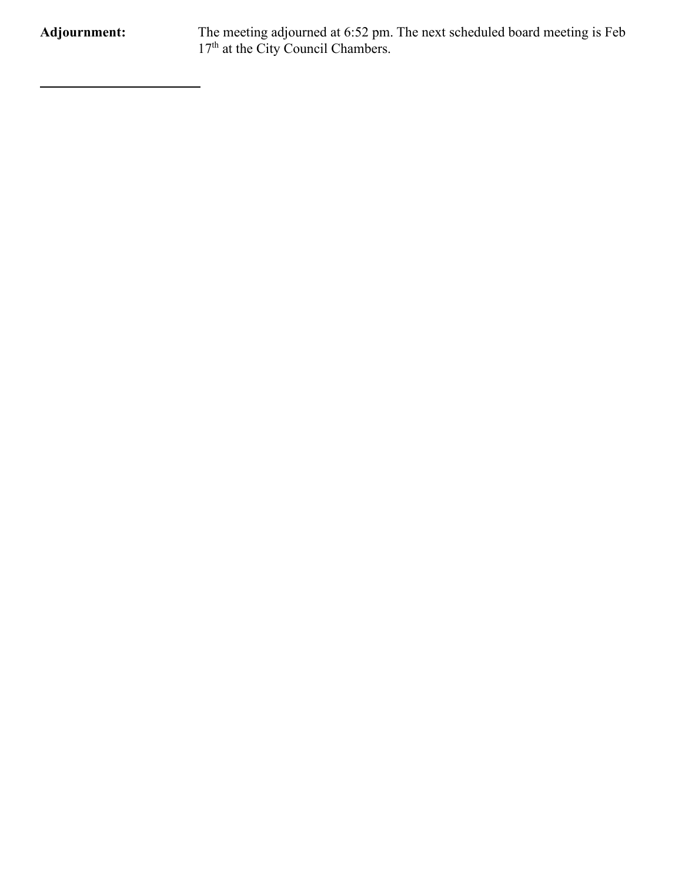**Adjournment:** The meeting adjourned at 6:52 pm. The next scheduled board meeting is Feb 17th at the City Council Chambers.

\_\_\_\_\_\_\_\_\_\_\_\_\_\_\_\_\_\_\_\_\_\_\_\_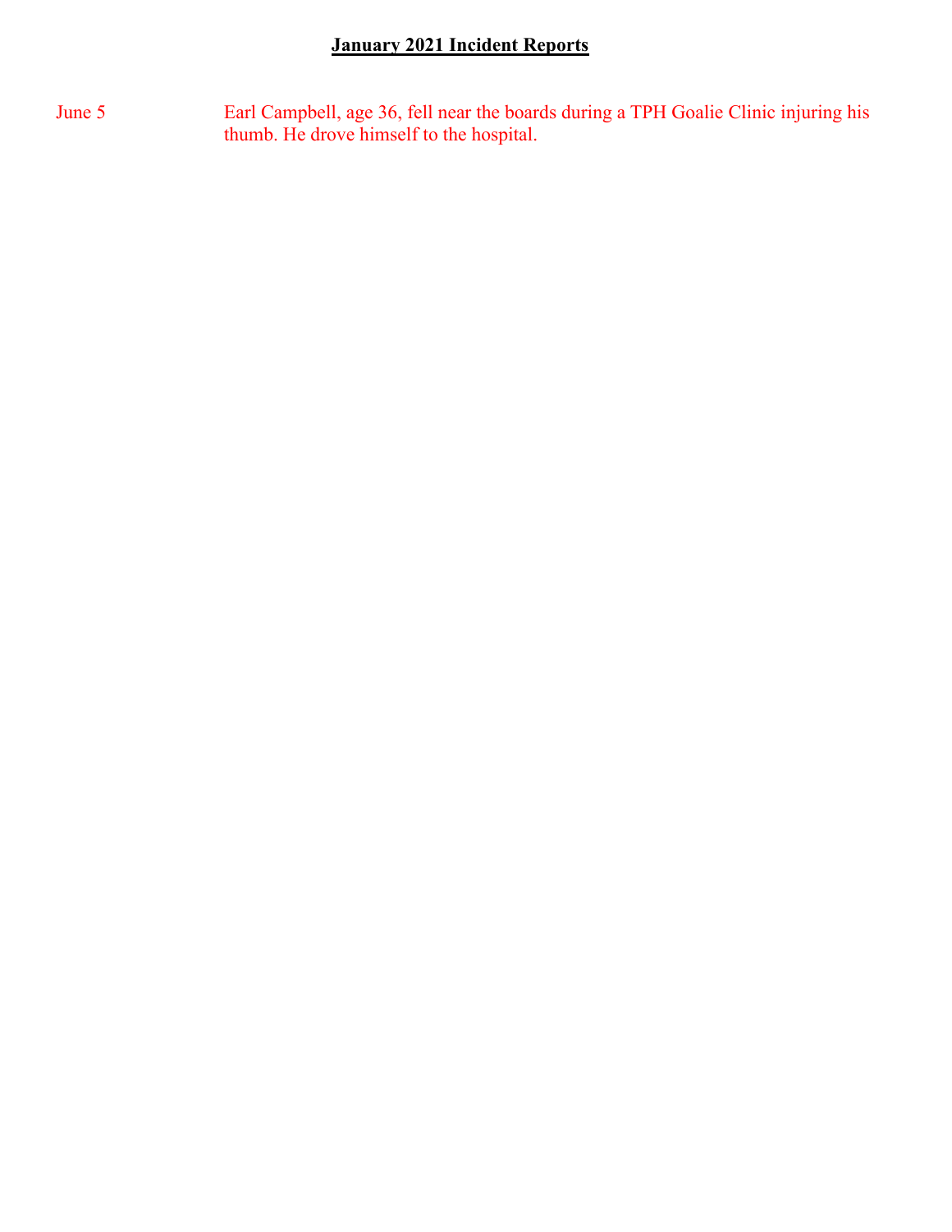# January 2021 Incident Reports

| | |
|---|---|
| June 5 | Earl Campbell, age 36, fell near the boards during a TPH Goalie Clinic injuring his thumb. He drove himself to the hospital. |